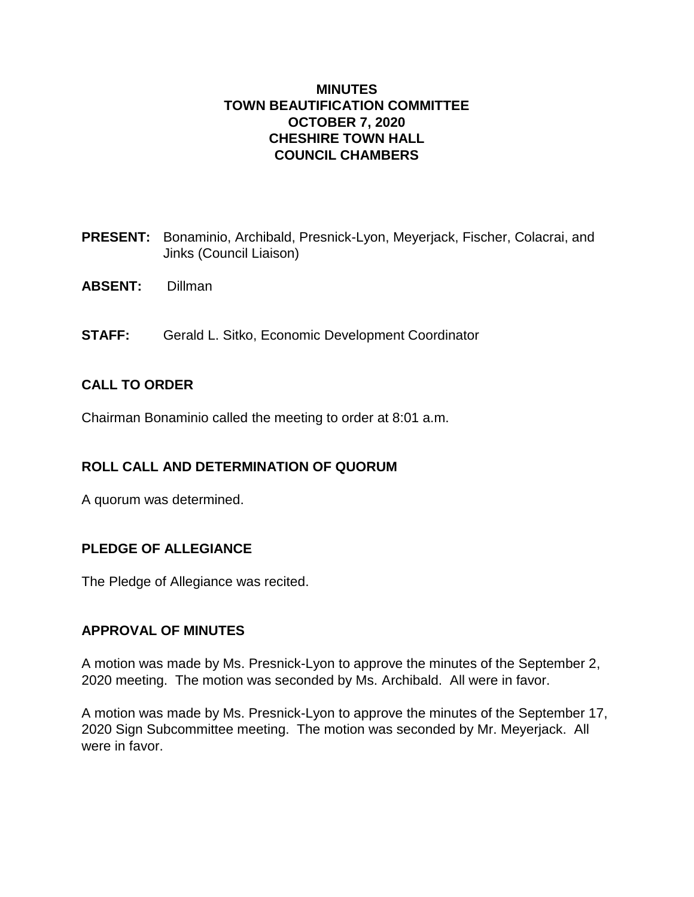# MINUTES
# TOWN BEAUTIFICATION COMMITTEE
# OCTOBER 7, 2020
# CHESHIRE TOWN HALL
# COUNCIL CHAMBERS

**PRESENT:** Bonaminio, Archibald, Presnick-Lyon, Meyerjack, Fischer, Colacrai, and Jinks (Council Liaison)

**ABSENT:** Dillman

**STAFF:** Gerald L. Sitko, Economic Development Coordinator

## CALL TO ORDER

Chairman Bonaminio called the meeting to order at 8:01 a.m.

## ROLL CALL AND DETERMINATION OF QUORUM

A quorum was determined.

## PLEDGE OF ALLEGIANCE

The Pledge of Allegiance was recited.

## APPROVAL OF MINUTES

A motion was made by Ms. Presnick-Lyon to approve the minutes of the September 2, 2020 meeting. The motion was seconded by Ms. Archibald. All were in favor.

A motion was made by Ms. Presnick-Lyon to approve the minutes of the September 17, 2020 Sign Subcommittee meeting. The motion was seconded by Mr. Meyerjack. All were in favor.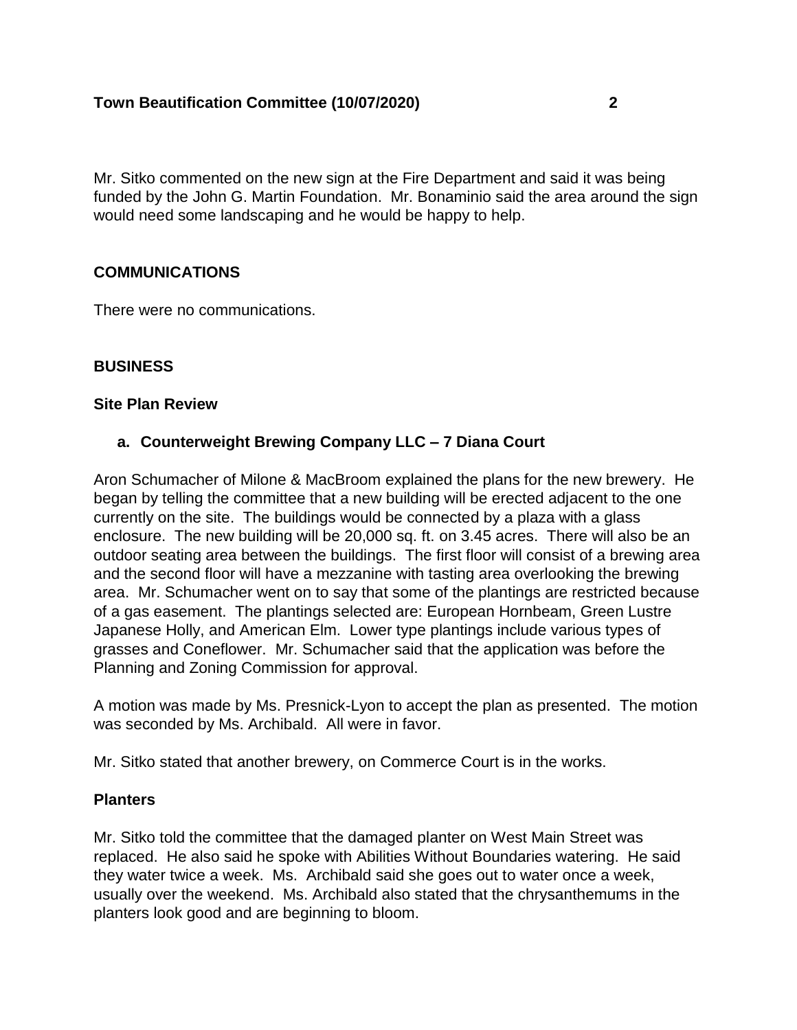Mr. Sitko commented on the new sign at the Fire Department and said it was being funded by the John G. Martin Foundation. Mr. Bonaminio said the area around the sign would need some landscaping and he would be happy to help.

## COMMUNICATIONS

There were no communications.

## BUSINESS

### Site Plan Review

**a. Counterweight Brewing Company LLC – 7 Diana Court**

Aron Schumacher of Milone & MacBroom explained the plans for the new brewery. He began by telling the committee that a new building will be erected adjacent to the one currently on the site. The buildings would be connected by a plaza with a glass enclosure. The new building will be 20,000 sq. ft. on 3.45 acres. There will also be an outdoor seating area between the buildings. The first floor will consist of a brewing area and the second floor will have a mezzanine with tasting area overlooking the brewing area. Mr. Schumacher went on to say that some of the plantings are restricted because of a gas easement. The plantings selected are: European Hornbeam, Green Lustre Japanese Holly, and American Elm. Lower type plantings include various types of grasses and Coneflower. Mr. Schumacher said that the application was before the Planning and Zoning Commission for approval.

A motion was made by Ms. Presnick-Lyon to accept the plan as presented. The motion was seconded by Ms. Archibald. All were in favor.

Mr. Sitko stated that another brewery, on Commerce Court is in the works.

### Planters

Mr. Sitko told the committee that the damaged planter on West Main Street was replaced. He also said he spoke with Abilities Without Boundaries watering. He said they water twice a week. Ms. Archibald said she goes out to water once a week, usually over the weekend. Ms. Archibald also stated that the chrysanthemums in the planters look good and are beginning to bloom.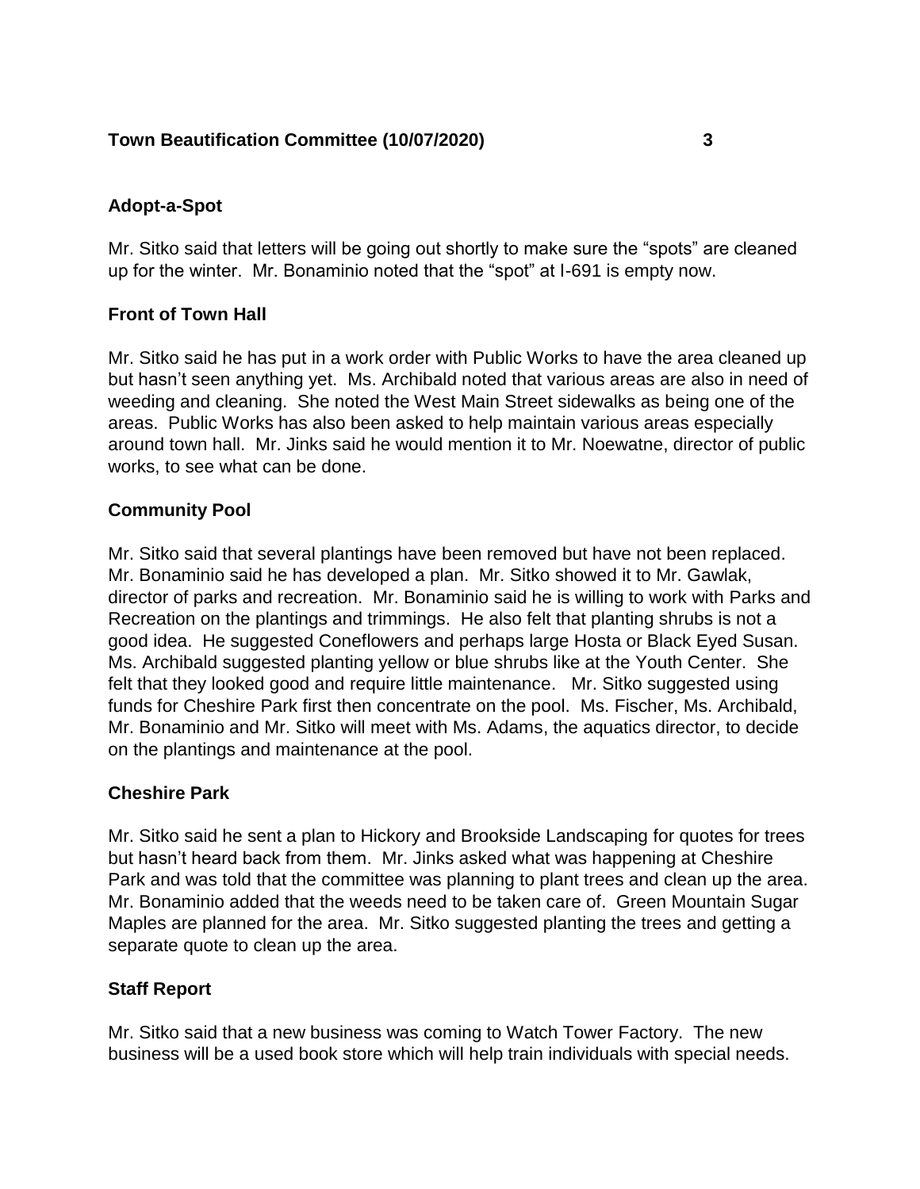## Adopt-a-Spot

Mr. Sitko said that letters will be going out shortly to make sure the "spots" are cleaned up for the winter. Mr. Bonaminio noted that the "spot" at I-691 is empty now.

## Front of Town Hall

Mr. Sitko said he has put in a work order with Public Works to have the area cleaned up but hasn't seen anything yet. Ms. Archibald noted that various areas are also in need of weeding and cleaning. She noted the West Main Street sidewalks as being one of the areas. Public Works has also been asked to help maintain various areas especially around town hall. Mr. Jinks said he would mention it to Mr. Noewatne, director of public works, to see what can be done.

## Community Pool

Mr. Sitko said that several plantings have been removed but have not been replaced. Mr. Bonaminio said he has developed a plan. Mr. Sitko showed it to Mr. Gawlak, director of parks and recreation. Mr. Bonaminio said he is willing to work with Parks and Recreation on the plantings and trimmings. He also felt that planting shrubs is not a good idea. He suggested Coneflowers and perhaps large Hosta or Black Eyed Susan. Ms. Archibald suggested planting yellow or blue shrubs like at the Youth Center. She felt that they looked good and require little maintenance. Mr. Sitko suggested using funds for Cheshire Park first then concentrate on the pool. Ms. Fischer, Ms. Archibald, Mr. Bonaminio and Mr. Sitko will meet with Ms. Adams, the aquatics director, to decide on the plantings and maintenance at the pool.

## Cheshire Park

Mr. Sitko said he sent a plan to Hickory and Brookside Landscaping for quotes for trees but hasn't heard back from them. Mr. Jinks asked what was happening at Cheshire Park and was told that the committee was planning to plant trees and clean up the area. Mr. Bonaminio added that the weeds need to be taken care of. Green Mountain Sugar Maples are planned for the area. Mr. Sitko suggested planting the trees and getting a separate quote to clean up the area.

## Staff Report

Mr. Sitko said that a new business was coming to Watch Tower Factory. The new business will be a used book store which will help train individuals with special needs.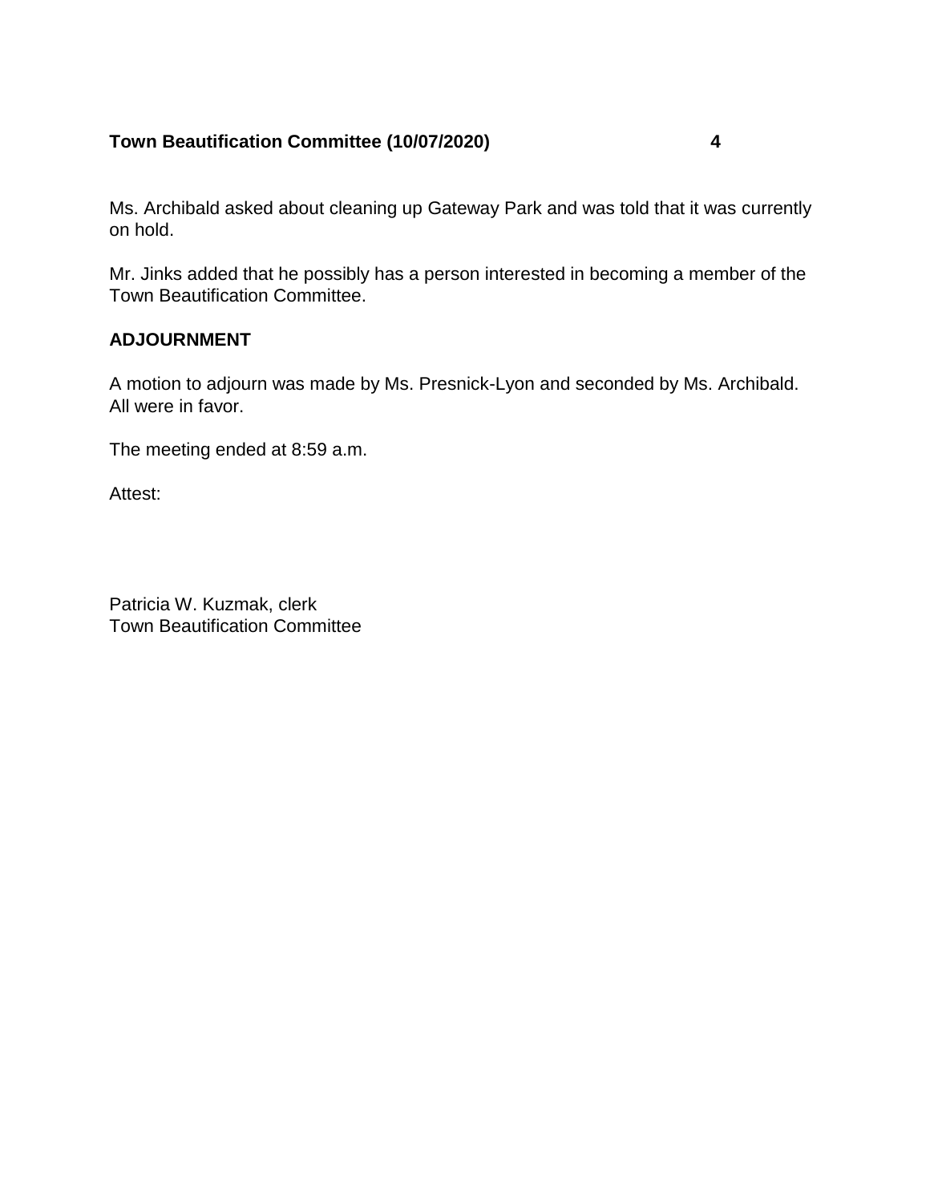Ms. Archibald asked about cleaning up Gateway Park and was told that it was currently on hold.

Mr. Jinks added that he possibly has a person interested in becoming a member of the Town Beautification Committee.

**ADJOURNMENT**

A motion to adjourn was made by Ms. Presnick-Lyon and seconded by Ms. Archibald. All were in favor.

The meeting ended at 8:59 a.m.

Attest:

Patricia W. Kuzmak, clerk
Town Beautification Committee